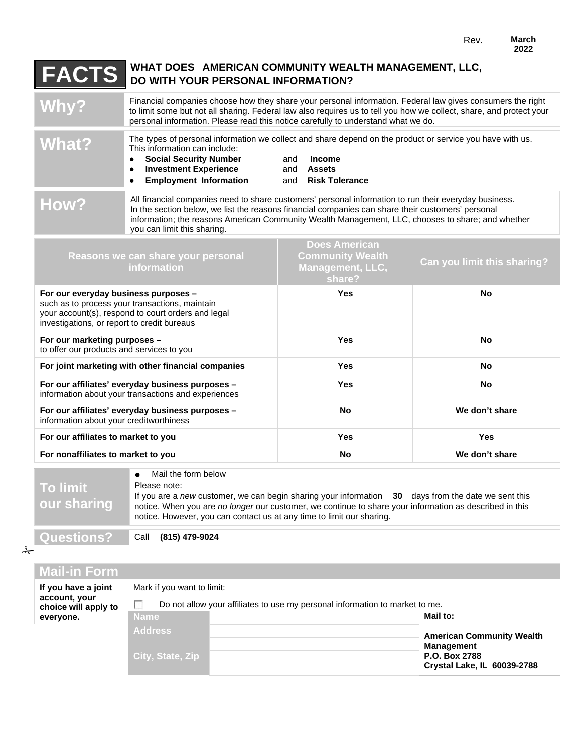Rev. **March 2022**

# FACTS — WHAT DOES AMERICAN COMMUNITY WEALTH MANAGEMENT, LLC, DO WITH YOUR PERSONAL INFORMATION?

## Why?

Financial companies choose how they share your personal information. Federal law gives consumers the right to limit some but not all sharing. Federal law also requires us to tell you how we collect, share, and protect your personal information. Please read this notice carefully to understand what we do.

## What?

The types of personal information we collect and share depend on the product or service you have with us. This information can include:

- **Social Security Number** and **Income**
- **Investment Experience** and **Assets**
- **Employment Information** and **Risk Tolerance**

## How?

All financial companies need to share customers' personal information to run their everyday business. In the section below, we list the reasons financial companies can share their customers' personal information; the reasons American Community Wealth Management, LLC, chooses to share; and whether you can limit this sharing.

| Reasons we can share your personal information | Does American Community Wealth Management, LLC, share? | Can you limit this sharing? |
|---|---|---|
| **For our everyday business purposes –** such as to process your transactions, maintain your account(s), respond to court orders and legal investigations, or report to credit bureaus | Yes | No |
| **For our marketing purposes –** to offer our products and services to you | Yes | No |
| **For joint marketing with other financial companies** | Yes | No |
| **For our affiliates' everyday business purposes –** information about your transactions and experiences | Yes | No |
| **For our affiliates' everyday business purposes –** information about your creditworthiness | No | We don't share |
| **For our affiliates to market to you** | Yes | Yes |
| **For nonaffiliates to market to you** | No | We don't share |

## To limit our sharing

- Mail the form below

Please note:

If you are a *new* customer, we can begin sharing your information **30** days from the date we sent this notice. When you are *no longer* our customer, we continue to share your information as described in this notice. However, you can contact us at any time to limit our sharing.

## Questions?

Call **(815) 479-9024**

---

## Mail-in Form

**If you have a joint account, your choice will apply to everyone.**

Mark if you want to limit:

☐ Do not allow your affiliates to use my personal information to market to me.

| | | |
|---|---|---|
| Name | | **Mail to:** |
| Address | | **American Community Wealth Management** |
| | | **P.O. Box 2788** |
| City, State, Zip | | **Crystal Lake, IL 60039-2788** |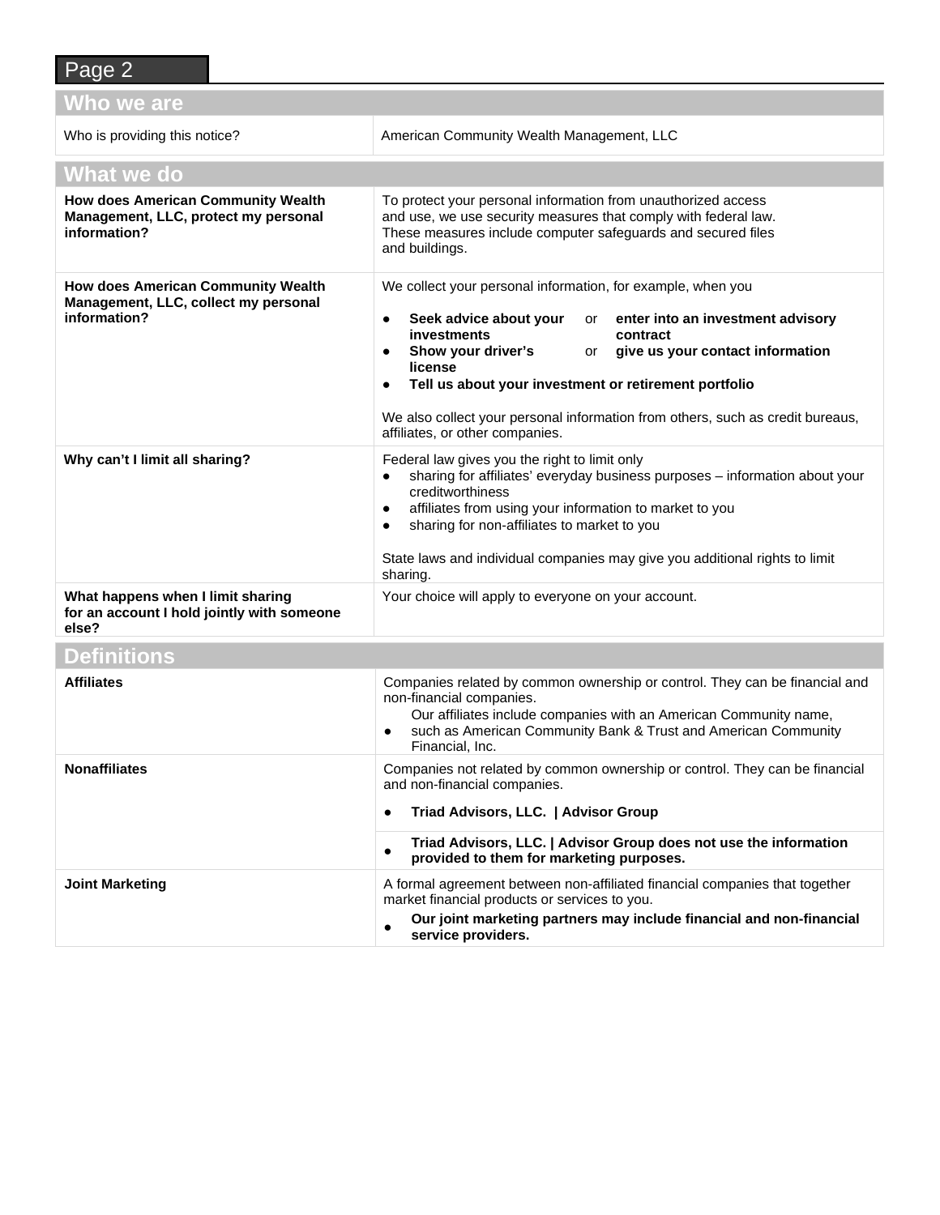## Who we are

| | |
|---|---|
| Who is providing this notice? | American Community Wealth Management, LLC |

## What we do

| | |
|---|---|
| **How does American Community Wealth Management, LLC, protect my personal information?** | To protect your personal information from unauthorized access and use, we use security measures that comply with federal law. These measures include computer safeguards and secured files and buildings. |
| **How does American Community Wealth Management, LLC, collect my personal information?** | We collect your personal information, for example, when you<br>● **Seek advice about your investments** or **enter into an investment advisory contract**<br>● **Show your driver's license** or **give us your contact information**<br>● **Tell us about your investment or retirement portfolio**<br><br>We also collect your personal information from others, such as credit bureaus, affiliates, or other companies. |
| **Why can't I limit all sharing?** | Federal law gives you the right to limit only<br>● sharing for affiliates' everyday business purposes – information about your creditworthiness<br>● affiliates from using your information to market to you<br>● sharing for non-affiliates to market to you<br><br>State laws and individual companies may give you additional rights to limit sharing. |
| **What happens when I limit sharing for an account I hold jointly with someone else?** | Your choice will apply to everyone on your account. |

## Definitions

| | |
|---|---|
| **Affiliates** | Companies related by common ownership or control. They can be financial and non-financial companies.<br>● Our affiliates include companies with an American Community name, such as American Community Bank & Trust and American Community Financial, Inc. |
| **Nonaffiliates** | Companies not related by common ownership or control. They can be financial and non-financial companies.<br>● **Triad Advisors, LLC. \| Advisor Group**<br>● **Triad Advisors, LLC. \| Advisor Group does not use the information provided to them for marketing purposes.** |
| **Joint Marketing** | A formal agreement between non-affiliated financial companies that together market financial products or services to you.<br>● **Our joint marketing partners may include financial and non-financial service providers.** |